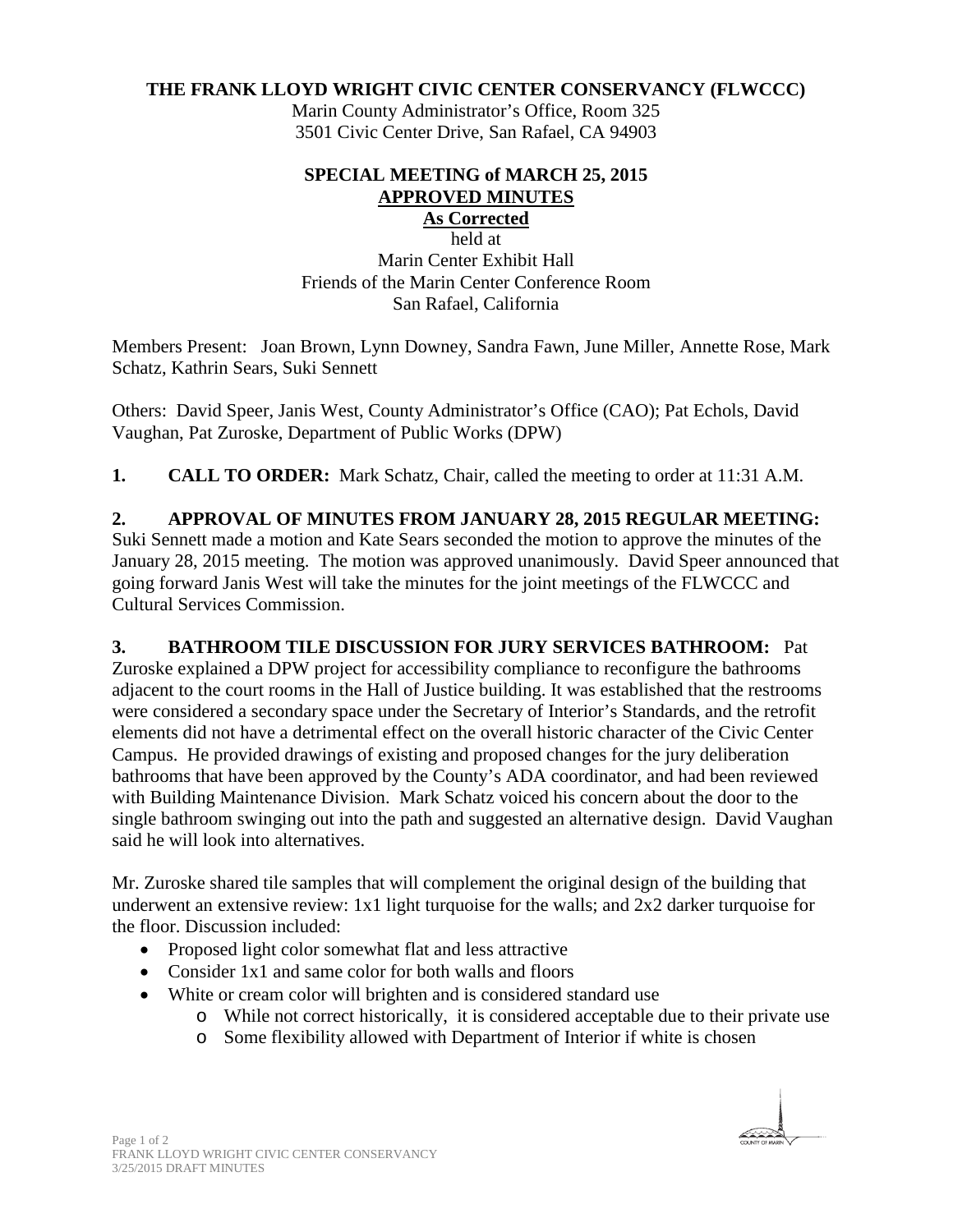**THE FRANK LLOYD WRIGHT CIVIC CENTER CONSERVANCY (FLWCCC)**
Marin County Administrator's Office, Room 325
3501 Civic Center Drive, San Rafael, CA 94903

**SPECIAL MEETING of MARCH 25, 2015**
**APPROVED MINUTES**
**As Corrected**
held at
Marin Center Exhibit Hall
Friends of the Marin Center Conference Room
San Rafael, California

Members Present: Joan Brown, Lynn Downey, Sandra Fawn, June Miller, Annette Rose, Mark Schatz, Kathrin Sears, Suki Sennett

Others: David Speer, Janis West, County Administrator's Office (CAO); Pat Echols, David Vaughan, Pat Zuroske, Department of Public Works (DPW)

**1. CALL TO ORDER:** Mark Schatz, Chair, called the meeting to order at 11:31 A.M.

**2. APPROVAL OF MINUTES FROM JANUARY 28, 2015 REGULAR MEETING:** Suki Sennett made a motion and Kate Sears seconded the motion to approve the minutes of the January 28, 2015 meeting. The motion was approved unanimously. David Speer announced that going forward Janis West will take the minutes for the joint meetings of the FLWCCC and Cultural Services Commission.

**3. BATHROOM TILE DISCUSSION FOR JURY SERVICES BATHROOM:** Pat Zuroske explained a DPW project for accessibility compliance to reconfigure the bathrooms adjacent to the court rooms in the Hall of Justice building. It was established that the restrooms were considered a secondary space under the Secretary of Interior's Standards, and the retrofit elements did not have a detrimental effect on the overall historic character of the Civic Center Campus. He provided drawings of existing and proposed changes for the jury deliberation bathrooms that have been approved by the County's ADA coordinator, and had been reviewed with Building Maintenance Division. Mark Schatz voiced his concern about the door to the single bathroom swinging out into the path and suggested an alternative design. David Vaughan said he will look into alternatives.

Mr. Zuroske shared tile samples that will complement the original design of the building that underwent an extensive review: 1x1 light turquoise for the walls; and 2x2 darker turquoise for the floor. Discussion included:

- Proposed light color somewhat flat and less attractive
- Consider 1x1 and same color for both walls and floors
- White or cream color will brighten and is considered standard use
  - While not correct historically, it is considered acceptable due to their private use
  - Some flexibility allowed with Department of Interior if white is chosen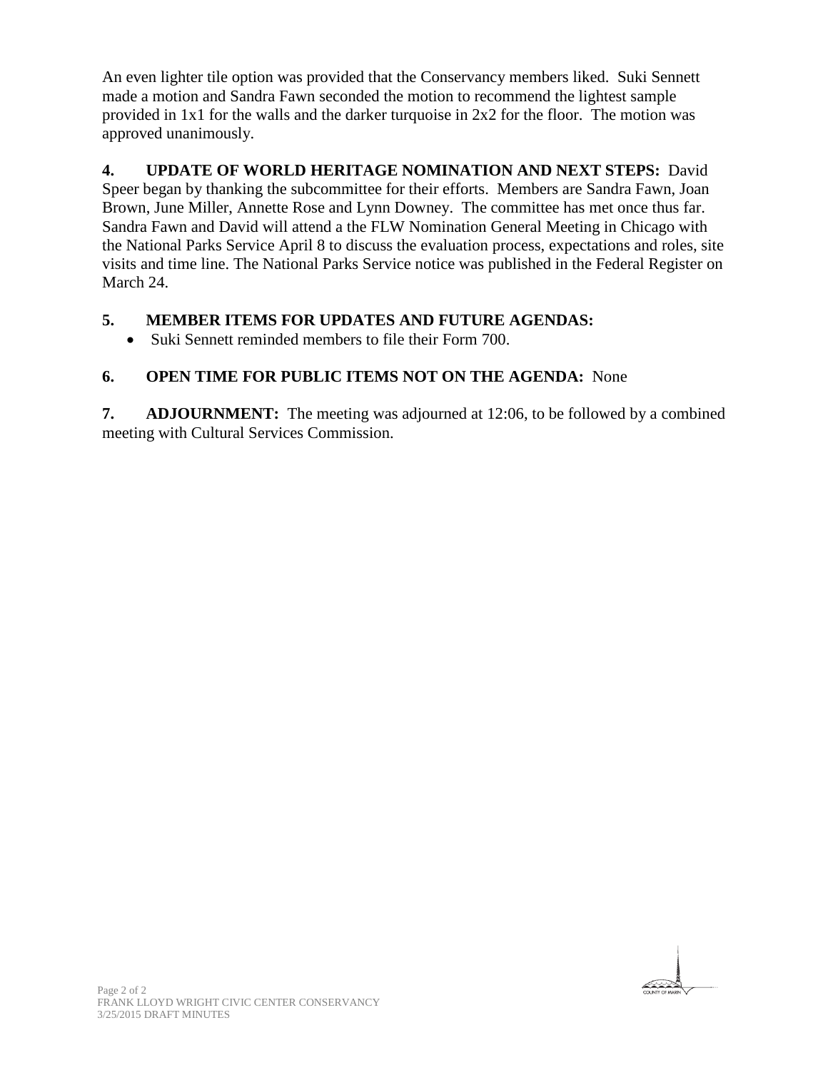An even lighter tile option was provided that the Conservancy members liked. Suki Sennett made a motion and Sandra Fawn seconded the motion to recommend the lightest sample provided in 1x1 for the walls and the darker turquoise in 2x2 for the floor. The motion was approved unanimously.

**4. UPDATE OF WORLD HERITAGE NOMINATION AND NEXT STEPS:** David Speer began by thanking the subcommittee for their efforts. Members are Sandra Fawn, Joan Brown, June Miller, Annette Rose and Lynn Downey. The committee has met once thus far. Sandra Fawn and David will attend a the FLW Nomination General Meeting in Chicago with the National Parks Service April 8 to discuss the evaluation process, expectations and roles, site visits and time line. The National Parks Service notice was published in the Federal Register on March 24.

**5. MEMBER ITEMS FOR UPDATES AND FUTURE AGENDAS:**

- Suki Sennett reminded members to file their Form 700.

**6. OPEN TIME FOR PUBLIC ITEMS NOT ON THE AGENDA:** None

**7. ADJOURNMENT:** The meeting was adjourned at 12:06, to be followed by a combined meeting with Cultural Services Commission.